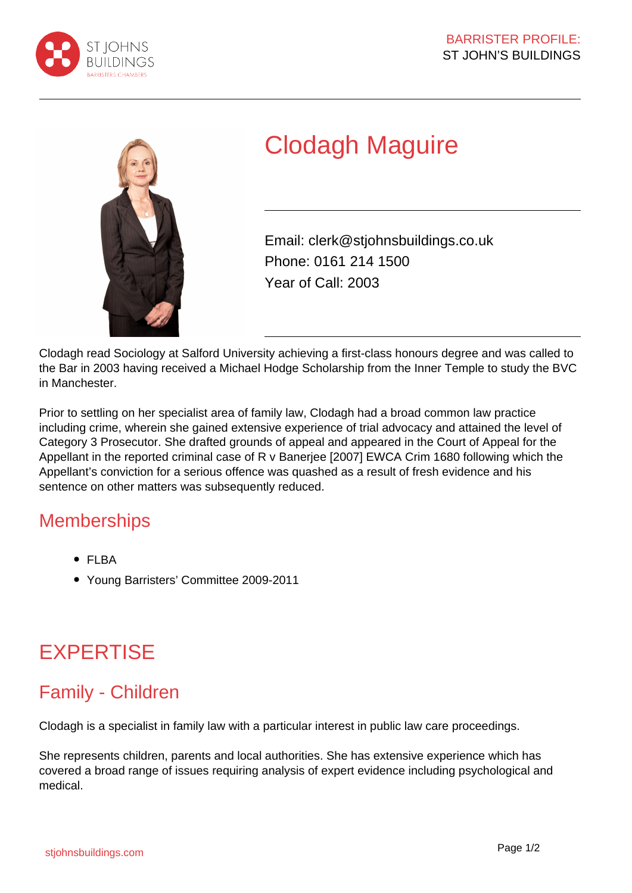BARRISTER PROFILE:
ST JOHN'S BUILDINGS

# Clodagh Maguire

Email: clerk@stjohnsbuildings.co.uk
Phone: 0161 214 1500
Year of Call: 2003

Clodagh read Sociology at Salford University achieving a first-class honours degree and was called to the Bar in 2003 having received a Michael Hodge Scholarship from the Inner Temple to study the BVC in Manchester.

Prior to settling on her specialist area of family law, Clodagh had a broad common law practice including crime, wherein she gained extensive experience of trial advocacy and attained the level of Category 3 Prosecutor. She drafted grounds of appeal and appeared in the Court of Appeal for the Appellant in the reported criminal case of R v Banerjee [2007] EWCA Crim 1680 following which the Appellant's conviction for a serious offence was quashed as a result of fresh evidence and his sentence on other matters was subsequently reduced.

## Memberships

- FLBA
- Young Barristers' Committee 2009-2011

# EXPERTISE

## Family - Children

Clodagh is a specialist in family law with a particular interest in public law care proceedings.

She represents children, parents and local authorities. She has extensive experience which has covered a broad range of issues requiring analysis of expert evidence including psychological and medical.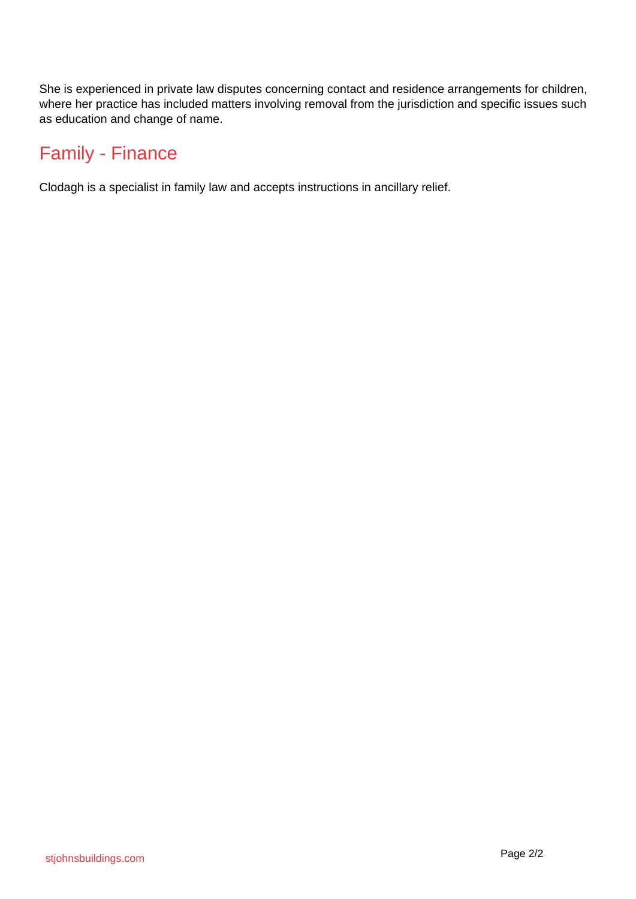She is experienced in private law disputes concerning contact and residence arrangements for children, where her practice has included matters involving removal from the jurisdiction and specific issues such as education and change of name.

## Family - Finance

Clodagh is a specialist in family law and accepts instructions in ancillary relief.